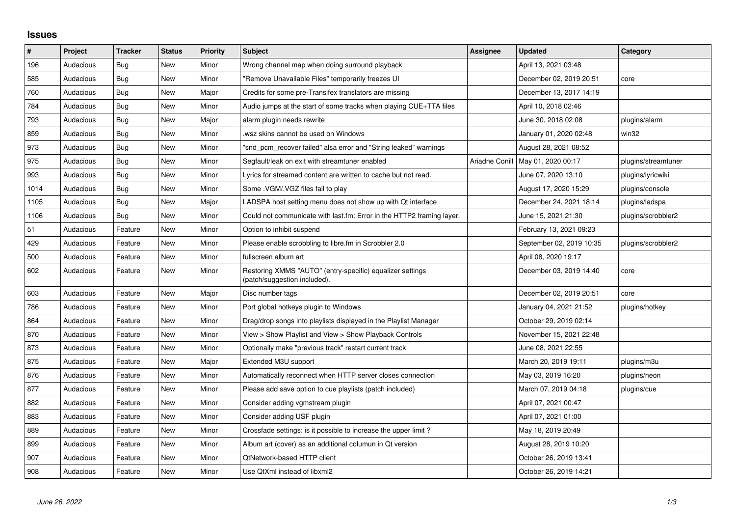# Issues

| # | Project | Tracker | Status | Priority | Subject | Assignee | Updated | Category |
|---|---|---|---|---|---|---|---|---|
| 196 | Audacious | Bug | New | Minor | Wrong channel map when doing surround playback | | April 13, 2021 03:48 | |
| 585 | Audacious | Bug | New | Minor | "Remove Unavailable Files" temporarily freezes UI | | December 02, 2019 20:51 | core |
| 760 | Audacious | Bug | New | Major | Credits for some pre-Transifex translators are missing | | December 13, 2017 14:19 | |
| 784 | Audacious | Bug | New | Minor | Audio jumps at the start of some tracks when playing CUE+TTA files | | April 10, 2018 02:46 | |
| 793 | Audacious | Bug | New | Major | alarm plugin needs rewrite | | June 30, 2018 02:08 | plugins/alarm |
| 859 | Audacious | Bug | New | Minor | .wsz skins cannot be used on Windows | | January 01, 2020 02:48 | win32 |
| 973 | Audacious | Bug | New | Minor | "snd_pcm_recover failed" alsa error and "String leaked" warnings | | August 28, 2021 08:52 | |
| 975 | Audacious | Bug | New | Minor | Segfault/leak on exit with streamtuner enabled | Ariadne Conill | May 01, 2020 00:17 | plugins/streamtuner |
| 993 | Audacious | Bug | New | Minor | Lyrics for streamed content are written to cache but not read. | | June 07, 2020 13:10 | plugins/lyricwiki |
| 1014 | Audacious | Bug | New | Minor | Some .VGM/.VGZ files fail to play | | August 17, 2020 15:29 | plugins/console |
| 1105 | Audacious | Bug | New | Major | LADSPA host setting menu does not show up with Qt interface | | December 24, 2021 18:14 | plugins/ladspa |
| 1106 | Audacious | Bug | New | Minor | Could not communicate with last.fm: Error in the HTTP2 framing layer. | | June 15, 2021 21:30 | plugins/scrobbler2 |
| 51 | Audacious | Feature | New | Minor | Option to inhibit suspend | | February 13, 2021 09:23 | |
| 429 | Audacious | Feature | New | Minor | Please enable scrobbling to libre.fm in Scrobbler 2.0 | | September 02, 2019 10:35 | plugins/scrobbler2 |
| 500 | Audacious | Feature | New | Minor | fullscreen album art | | April 08, 2020 19:17 | |
| 602 | Audacious | Feature | New | Minor | Restoring XMMS "AUTO" (entry-specific) equalizer settings (patch/suggestion included). | | December 03, 2019 14:40 | core |
| 603 | Audacious | Feature | New | Major | Disc number tags | | December 02, 2019 20:51 | core |
| 786 | Audacious | Feature | New | Minor | Port global hotkeys plugin to Windows | | January 04, 2021 21:52 | plugins/hotkey |
| 864 | Audacious | Feature | New | Minor | Drag/drop songs into playlists displayed in the Playlist Manager | | October 29, 2019 02:14 | |
| 870 | Audacious | Feature | New | Minor | View > Show Playlist and View > Show Playback Controls | | November 15, 2021 22:48 | |
| 873 | Audacious | Feature | New | Minor | Optionally make "previous track" restart current track | | June 08, 2021 22:55 | |
| 875 | Audacious | Feature | New | Major | Extended M3U support | | March 20, 2019 19:11 | plugins/m3u |
| 876 | Audacious | Feature | New | Minor | Automatically reconnect when HTTP server closes connection | | May 03, 2019 16:20 | plugins/neon |
| 877 | Audacious | Feature | New | Minor | Please add save option to cue playlists (patch included) | | March 07, 2019 04:18 | plugins/cue |
| 882 | Audacious | Feature | New | Minor | Consider adding vgmstream plugin | | April 07, 2021 00:47 | |
| 883 | Audacious | Feature | New | Minor | Consider adding USF plugin | | April 07, 2021 01:00 | |
| 889 | Audacious | Feature | New | Minor | Crossfade settings: is it possible to increase the upper limit ? | | May 18, 2019 20:49 | |
| 899 | Audacious | Feature | New | Minor | Album art (cover) as an additional columun in Qt version | | August 28, 2019 10:20 | |
| 907 | Audacious | Feature | New | Minor | QtNetwork-based HTTP client | | October 26, 2019 13:41 | |
| 908 | Audacious | Feature | New | Minor | Use QtXml instead of libxml2 | | October 26, 2019 14:21 | |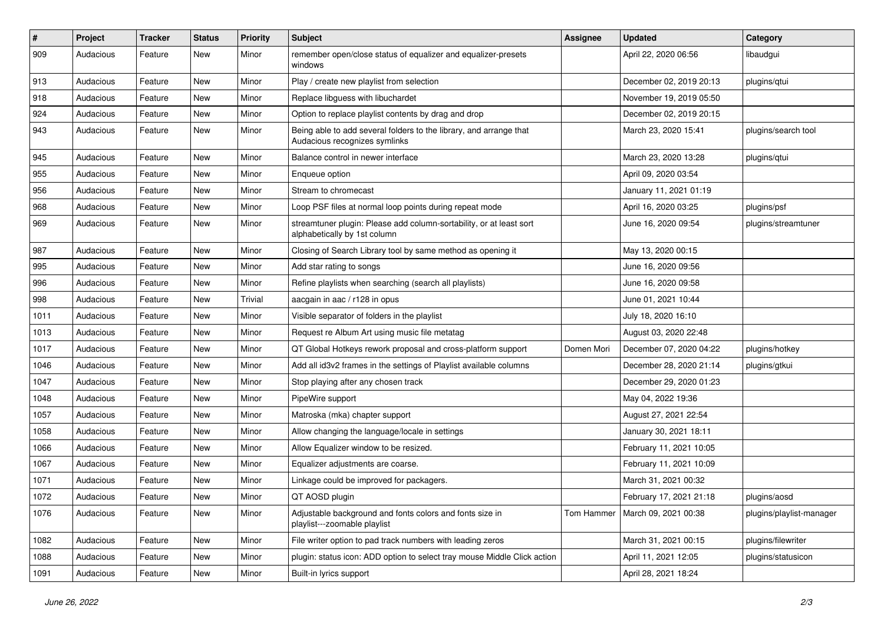| # | Project | Tracker | Status | Priority | Subject | Assignee | Updated | Category |
|---|---|---|---|---|---|---|---|---|
| 909 | Audacious | Feature | New | Minor | remember open/close status of equalizer and equalizer-presets windows | | April 22, 2020 06:56 | libaudgui |
| 913 | Audacious | Feature | New | Minor | Play / create new playlist from selection | | December 02, 2019 20:13 | plugins/qtui |
| 918 | Audacious | Feature | New | Minor | Replace libguess with libuchardet | | November 19, 2019 05:50 | |
| 924 | Audacious | Feature | New | Minor | Option to replace playlist contents by drag and drop | | December 02, 2019 20:15 | |
| 943 | Audacious | Feature | New | Minor | Being able to add several folders to the library, and arrange that Audacious recognizes symlinks | | March 23, 2020 15:41 | plugins/search tool |
| 945 | Audacious | Feature | New | Minor | Balance control in newer interface | | March 23, 2020 13:28 | plugins/qtui |
| 955 | Audacious | Feature | New | Minor | Enqueue option | | April 09, 2020 03:54 | |
| 956 | Audacious | Feature | New | Minor | Stream to chromecast | | January 11, 2021 01:19 | |
| 968 | Audacious | Feature | New | Minor | Loop PSF files at normal loop points during repeat mode | | April 16, 2020 03:25 | plugins/psf |
| 969 | Audacious | Feature | New | Minor | streamtuner plugin: Please add column-sortability, or at least sort alphabetically by 1st column | | June 16, 2020 09:54 | plugins/streamtuner |
| 987 | Audacious | Feature | New | Minor | Closing of Search Library tool by same method as opening it | | May 13, 2020 00:15 | |
| 995 | Audacious | Feature | New | Minor | Add star rating to songs | | June 16, 2020 09:56 | |
| 996 | Audacious | Feature | New | Minor | Refine playlists when searching (search all playlists) | | June 16, 2020 09:58 | |
| 998 | Audacious | Feature | New | Trivial | aacgain in aac / r128 in opus | | June 01, 2021 10:44 | |
| 1011 | Audacious | Feature | New | Minor | Visible separator of folders in the playlist | | July 18, 2020 16:10 | |
| 1013 | Audacious | Feature | New | Minor | Request re Album Art using music file metatag | | August 03, 2020 22:48 | |
| 1017 | Audacious | Feature | New | Minor | QT Global Hotkeys rework proposal and cross-platform support | Domen Mori | December 07, 2020 04:22 | plugins/hotkey |
| 1046 | Audacious | Feature | New | Minor | Add all id3v2 frames in the settings of Playlist available columns | | December 28, 2020 21:14 | plugins/gtkui |
| 1047 | Audacious | Feature | New | Minor | Stop playing after any chosen track | | December 29, 2020 01:23 | |
| 1048 | Audacious | Feature | New | Minor | PipeWire support | | May 04, 2022 19:36 | |
| 1057 | Audacious | Feature | New | Minor | Matroska (mka) chapter support | | August 27, 2021 22:54 | |
| 1058 | Audacious | Feature | New | Minor | Allow changing the language/locale in settings | | January 30, 2021 18:11 | |
| 1066 | Audacious | Feature | New | Minor | Allow Equalizer window to be resized. | | February 11, 2021 10:05 | |
| 1067 | Audacious | Feature | New | Minor | Equalizer adjustments are coarse. | | February 11, 2021 10:09 | |
| 1071 | Audacious | Feature | New | Minor | Linkage could be improved for packagers. | | March 31, 2021 00:32 | |
| 1072 | Audacious | Feature | New | Minor | QT AOSD plugin | | February 17, 2021 21:18 | plugins/aosd |
| 1076 | Audacious | Feature | New | Minor | Adjustable background and fonts colors and fonts size in playlist---zoomable playlist | Tom Hammer | March 09, 2021 00:38 | plugins/playlist-manager |
| 1082 | Audacious | Feature | New | Minor | File writer option to pad track numbers with leading zeros | | March 31, 2021 00:15 | plugins/filewriter |
| 1088 | Audacious | Feature | New | Minor | plugin: status icon: ADD option to select tray mouse Middle Click action | | April 11, 2021 12:05 | plugins/statusicon |
| 1091 | Audacious | Feature | New | Minor | Built-in lyrics support | | April 28, 2021 18:24 | |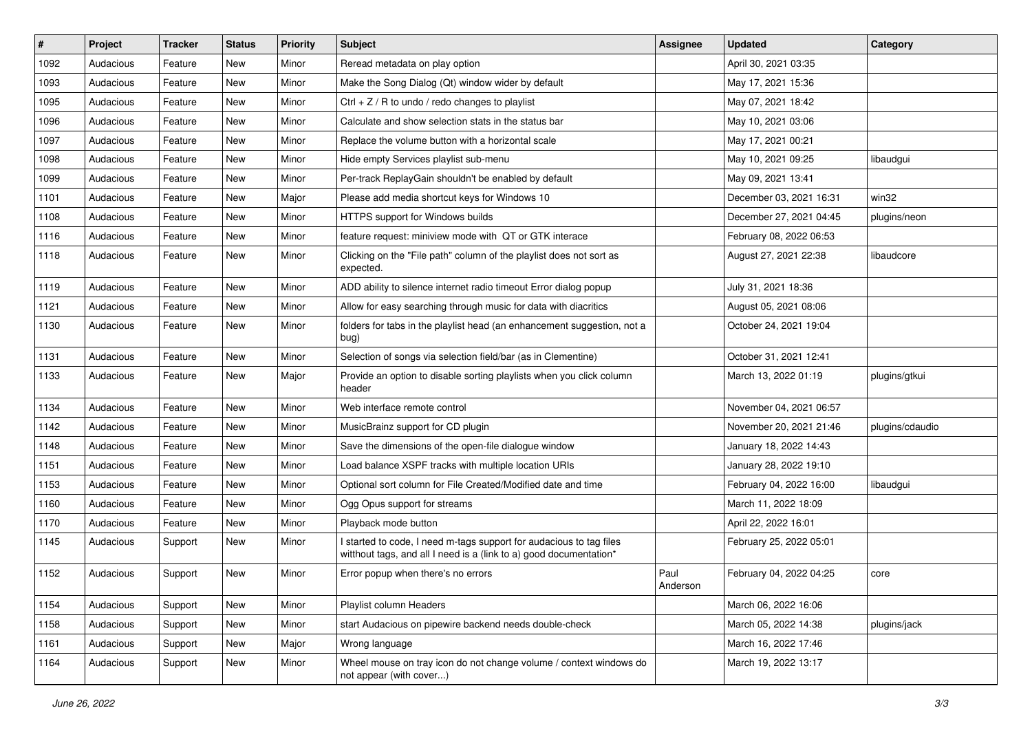| # | Project | Tracker | Status | Priority | Subject | Assignee | Updated | Category |
|---|---|---|---|---|---|---|---|---|
| 1092 | Audacious | Feature | New | Minor | Reread metadata on play option | | April 30, 2021 03:35 | |
| 1093 | Audacious | Feature | New | Minor | Make the Song Dialog (Qt) window wider by default | | May 17, 2021 15:36 | |
| 1095 | Audacious | Feature | New | Minor | Ctrl + Z / R to undo / redo changes to playlist | | May 07, 2021 18:42 | |
| 1096 | Audacious | Feature | New | Minor | Calculate and show selection stats in the status bar | | May 10, 2021 03:06 | |
| 1097 | Audacious | Feature | New | Minor | Replace the volume button with a horizontal scale | | May 17, 2021 00:21 | |
| 1098 | Audacious | Feature | New | Minor | Hide empty Services playlist sub-menu | | May 10, 2021 09:25 | libaudgui |
| 1099 | Audacious | Feature | New | Minor | Per-track ReplayGain shouldn't be enabled by default | | May 09, 2021 13:41 | |
| 1101 | Audacious | Feature | New | Major | Please add media shortcut keys for Windows 10 | | December 03, 2021 16:31 | win32 |
| 1108 | Audacious | Feature | New | Minor | HTTPS support for Windows builds | | December 27, 2021 04:45 | plugins/neon |
| 1116 | Audacious | Feature | New | Minor | feature request: miniview mode with QT or GTK interace | | February 08, 2022 06:53 | |
| 1118 | Audacious | Feature | New | Minor | Clicking on the "File path" column of the playlist does not sort as expected. | | August 27, 2021 22:38 | libaudcore |
| 1119 | Audacious | Feature | New | Minor | ADD ability to silence internet radio timeout Error dialog popup | | July 31, 2021 18:36 | |
| 1121 | Audacious | Feature | New | Minor | Allow for easy searching through music for data with diacritics | | August 05, 2021 08:06 | |
| 1130 | Audacious | Feature | New | Minor | folders for tabs in the playlist head (an enhancement suggestion, not a bug) | | October 24, 2021 19:04 | |
| 1131 | Audacious | Feature | New | Minor | Selection of songs via selection field/bar (as in Clementine) | | October 31, 2021 12:41 | |
| 1133 | Audacious | Feature | New | Major | Provide an option to disable sorting playlists when you click column header | | March 13, 2022 01:19 | plugins/gtkui |
| 1134 | Audacious | Feature | New | Minor | Web interface remote control | | November 04, 2021 06:57 | |
| 1142 | Audacious | Feature | New | Minor | MusicBrainz support for CD plugin | | November 20, 2021 21:46 | plugins/cdaudio |
| 1148 | Audacious | Feature | New | Minor | Save the dimensions of the open-file dialogue window | | January 18, 2022 14:43 | |
| 1151 | Audacious | Feature | New | Minor | Load balance XSPF tracks with multiple location URIs | | January 28, 2022 19:10 | |
| 1153 | Audacious | Feature | New | Minor | Optional sort column for File Created/Modified date and time | | February 04, 2022 16:00 | libaudgui |
| 1160 | Audacious | Feature | New | Minor | Ogg Opus support for streams | | March 11, 2022 18:09 | |
| 1170 | Audacious | Feature | New | Minor | Playback mode button | | April 22, 2022 16:01 | |
| 1145 | Audacious | Support | New | Minor | I started to code, I need m-tags support for audacious to tag files witthout tags, and all I need is a (link to a) good documentation* | | February 25, 2022 05:01 | |
| 1152 | Audacious | Support | New | Minor | Error popup when there's no errors | Paul Anderson | February 04, 2022 04:25 | core |
| 1154 | Audacious | Support | New | Minor | Playlist column Headers | | March 06, 2022 16:06 | |
| 1158 | Audacious | Support | New | Minor | start Audacious on pipewire backend needs double-check | | March 05, 2022 14:38 | plugins/jack |
| 1161 | Audacious | Support | New | Major | Wrong language | | March 16, 2022 17:46 | |
| 1164 | Audacious | Support | New | Minor | Wheel mouse on tray icon do not change volume / context windows do not appear (with cover...) | | March 19, 2022 13:17 | |

*June 26, 2022*